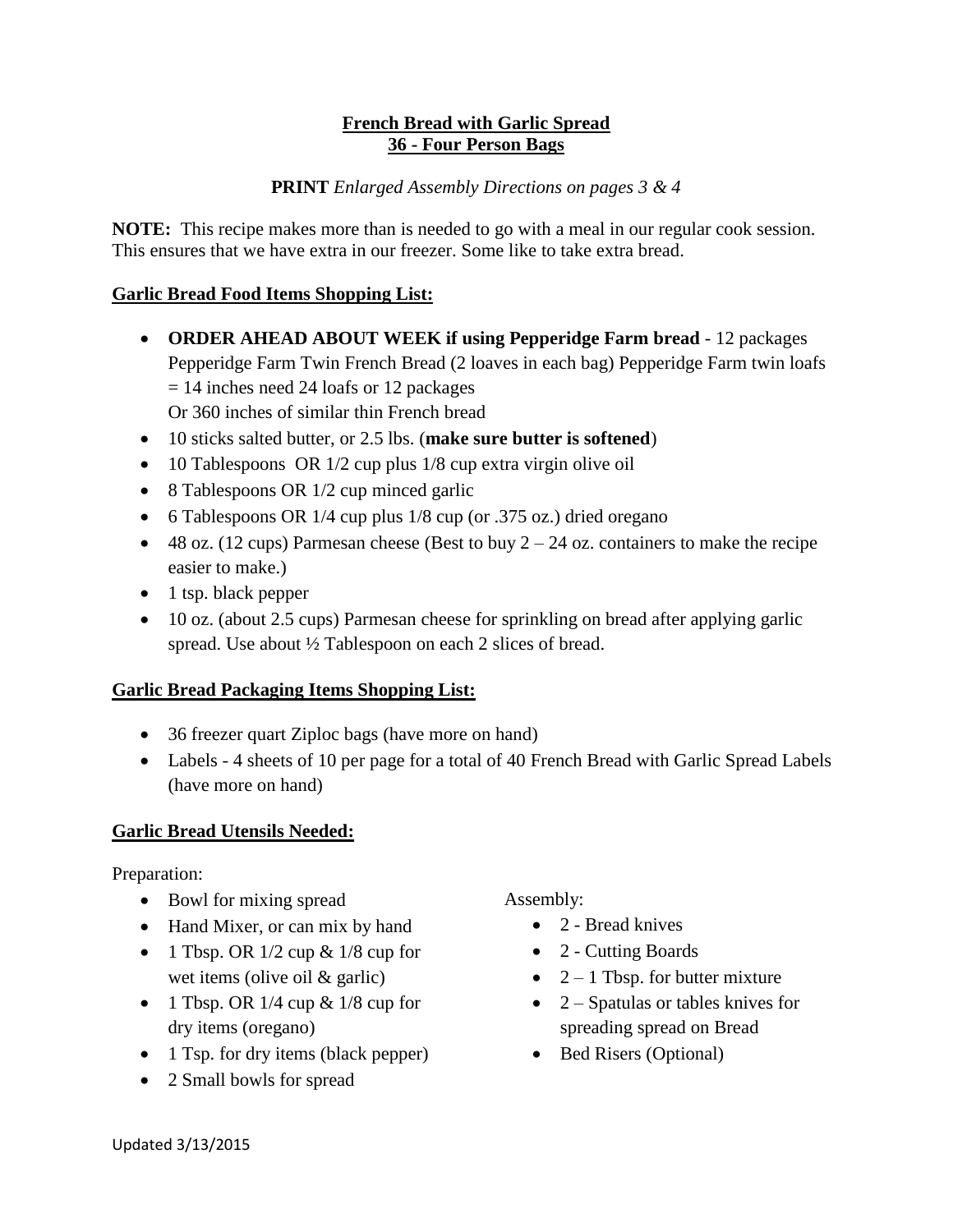# French Bread with Garlic Spread
## 36 - Four Person Bags

**PRINT** *Enlarged Assembly Directions on pages 3 & 4*

**NOTE:** This recipe makes more than is needed to go with a meal in our regular cook session. This ensures that we have extra in our freezer. Some like to take extra bread.

### Garlic Bread Food Items Shopping List:

- **ORDER AHEAD ABOUT WEEK if using Pepperidge Farm bread** - 12 packages Pepperidge Farm Twin French Bread (2 loaves in each bag) Pepperidge Farm twin loafs = 14 inches need 24 loafs or 12 packages
  Or 360 inches of similar thin French bread
- 10 sticks salted butter, or 2.5 lbs. (**make sure butter is softened**)
- 10 Tablespoons OR 1/2 cup plus 1/8 cup extra virgin olive oil
- 8 Tablespoons OR 1/2 cup minced garlic
- 6 Tablespoons OR 1/4 cup plus 1/8 cup (or .375 oz.) dried oregano
- 48 oz. (12 cups) Parmesan cheese (Best to buy 2 – 24 oz. containers to make the recipe easier to make.)
- 1 tsp. black pepper
- 10 oz. (about 2.5 cups) Parmesan cheese for sprinkling on bread after applying garlic spread. Use about ½ Tablespoon on each 2 slices of bread.

### Garlic Bread Packaging Items Shopping List:

- 36 freezer quart Ziploc bags (have more on hand)
- Labels - 4 sheets of 10 per page for a total of 40 French Bread with Garlic Spread Labels (have more on hand)

### Garlic Bread Utensils Needed:

Preparation:

- Bowl for mixing spread
- Hand Mixer, or can mix by hand
- 1 Tbsp. OR 1/2 cup & 1/8 cup for wet items (olive oil & garlic)
- 1 Tbsp. OR 1/4 cup & 1/8 cup for dry items (oregano)
- 1 Tsp. for dry items (black pepper)
- 2 Small bowls for spread

Assembly:

- 2 - Bread knives
- 2 - Cutting Boards
- 2 – 1 Tbsp. for butter mixture
- 2 – Spatulas or tables knives for spreading spread on Bread
- Bed Risers (Optional)

Updated 3/13/2015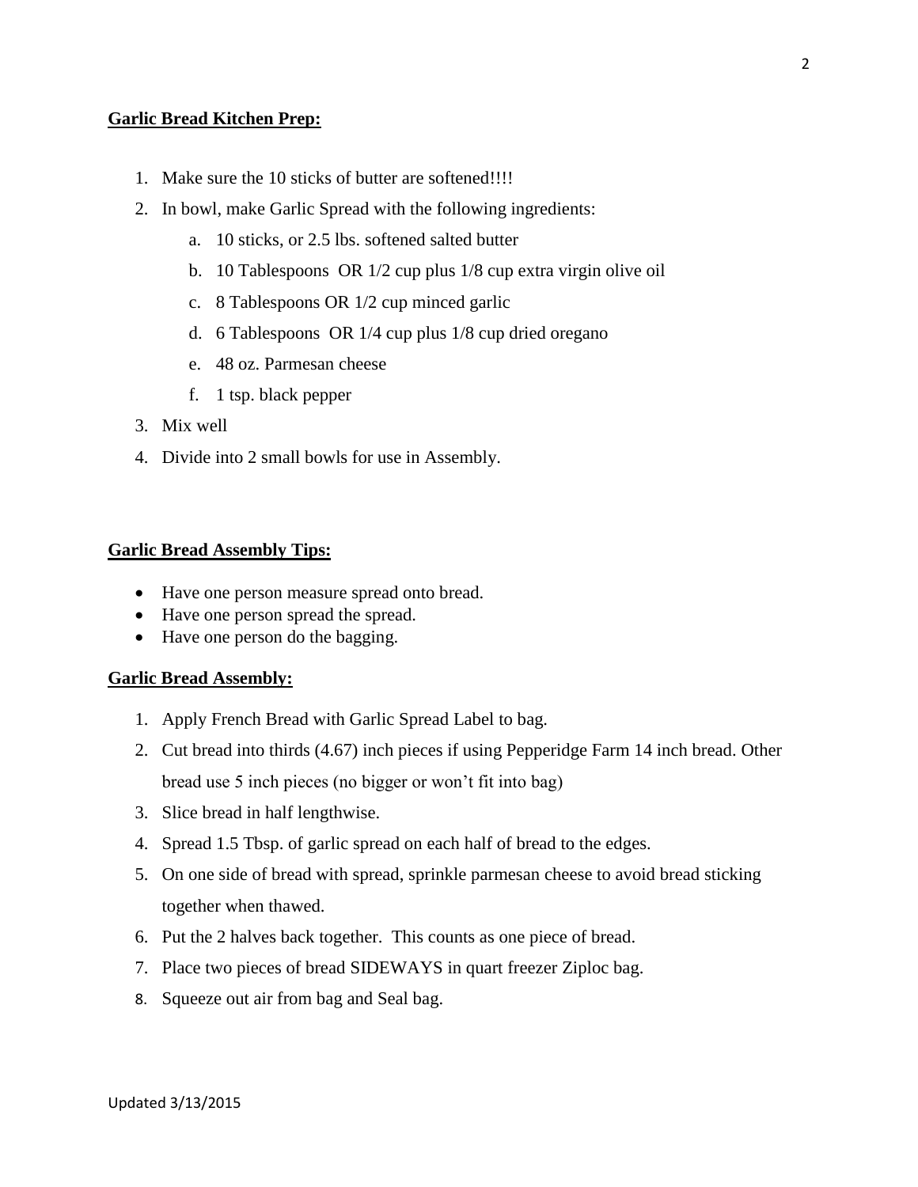**Garlic Bread Kitchen Prep:**

1. Make sure the 10 sticks of butter are softened!!!!
2. In bowl, make Garlic Spread with the following ingredients:
    a. 10 sticks, or 2.5 lbs. softened salted butter
    b. 10 Tablespoons OR 1/2 cup plus 1/8 cup extra virgin olive oil
    c. 8 Tablespoons OR 1/2 cup minced garlic
    d. 6 Tablespoons OR 1/4 cup plus 1/8 cup dried oregano
    e. 48 oz. Parmesan cheese
    f. 1 tsp. black pepper
3. Mix well
4. Divide into 2 small bowls for use in Assembly.

**Garlic Bread Assembly Tips:**

- Have one person measure spread onto bread.
- Have one person spread the spread.
- Have one person do the bagging.

**Garlic Bread Assembly:**

1. Apply French Bread with Garlic Spread Label to bag.
2. Cut bread into thirds (4.67) inch pieces if using Pepperidge Farm 14 inch bread. Other bread use 5 inch pieces (no bigger or won't fit into bag)
3. Slice bread in half lengthwise.
4. Spread 1.5 Tbsp. of garlic spread on each half of bread to the edges.
5. On one side of bread with spread, sprinkle parmesan cheese to avoid bread sticking together when thawed.
6. Put the 2 halves back together. This counts as one piece of bread.
7. Place two pieces of bread SIDEWAYS in quart freezer Ziploc bag.
8. Squeeze out air from bag and Seal bag.

Updated 3/13/2015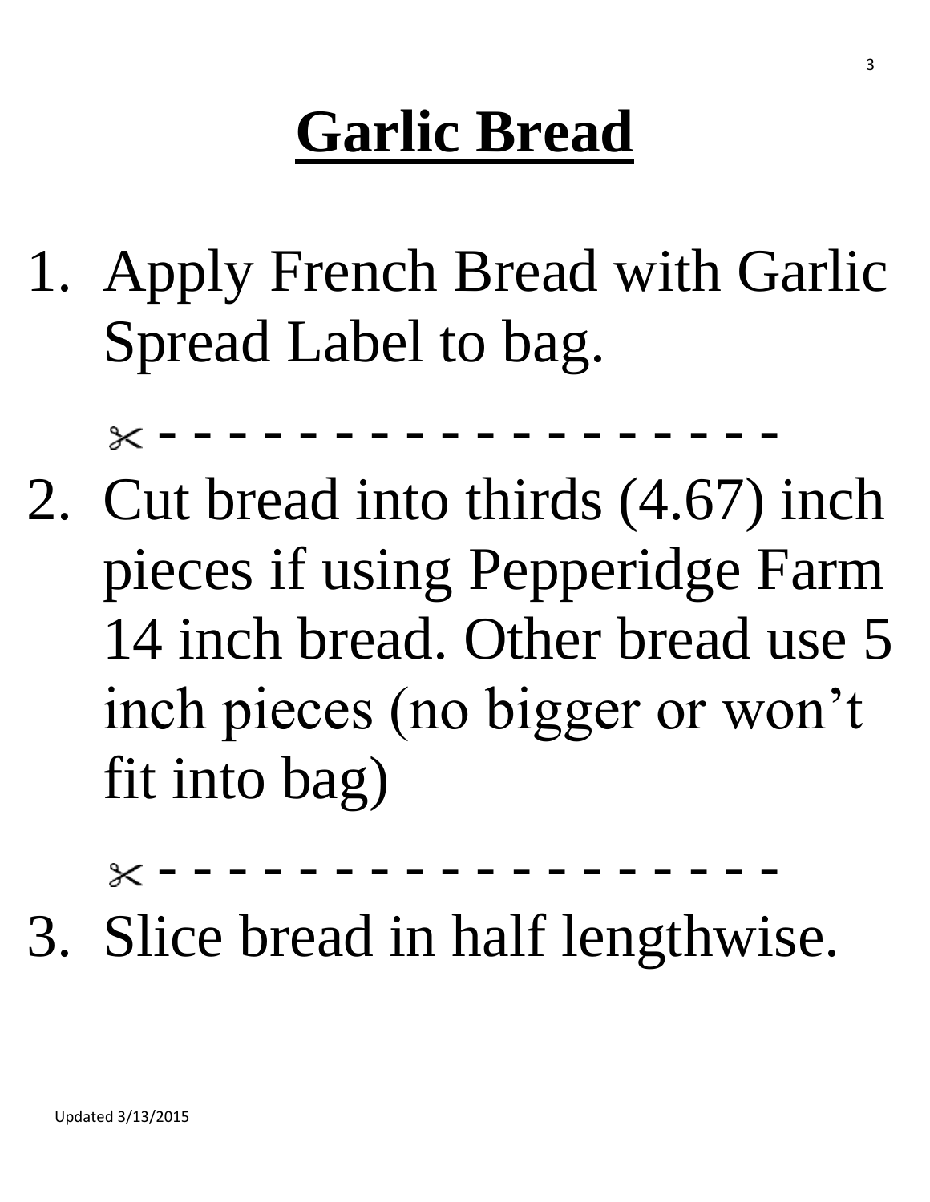# Garlic Bread

1. Apply French Bread with Garlic Spread Label to bag.

✂ - - - - - - - - - - - - - - - - - - - -

2. Cut bread into thirds (4.67) inch pieces if using Pepperidge Farm 14 inch bread. Other bread use 5 inch pieces (no bigger or won't fit into bag)

✂ - - - - - - - - - - - - - - - - - - - -

3. Slice bread in half lengthwise.

Updated 3/13/2015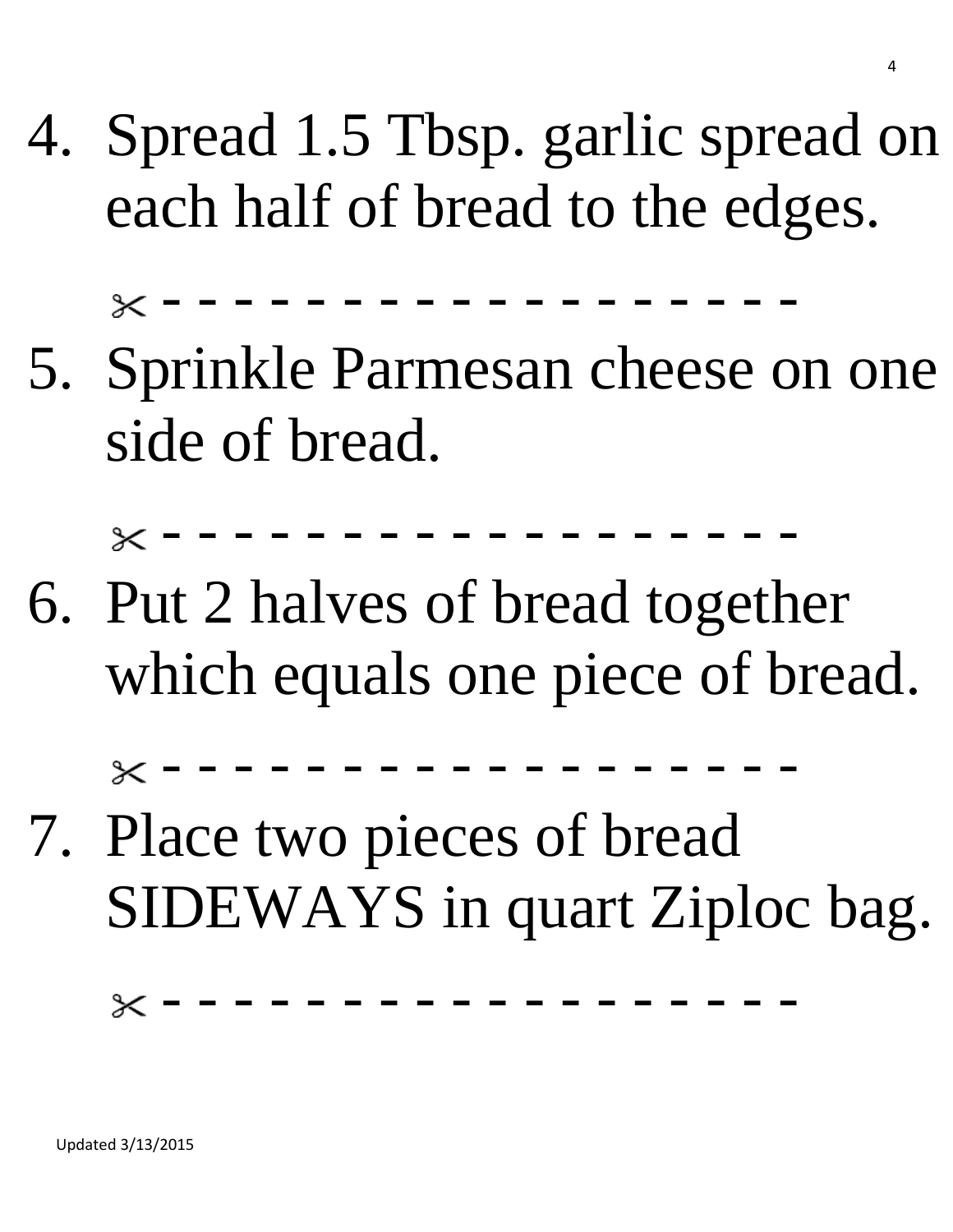4. Spread 1.5 Tbsp. garlic spread on each half of bread to the edges.

✂ - - - - - - - - - - - - - - - - - - - -

5. Sprinkle Parmesan cheese on one side of bread.

✂ - - - - - - - - - - - - - - - - - - - -

6. Put 2 halves of bread together which equals one piece of bread.

✂ - - - - - - - - - - - - - - - - - - - -

7. Place two pieces of bread SIDEWAYS in quart Ziploc bag.

✂ - - - - - - - - - - - - - - - - - - - -

Updated 3/13/2015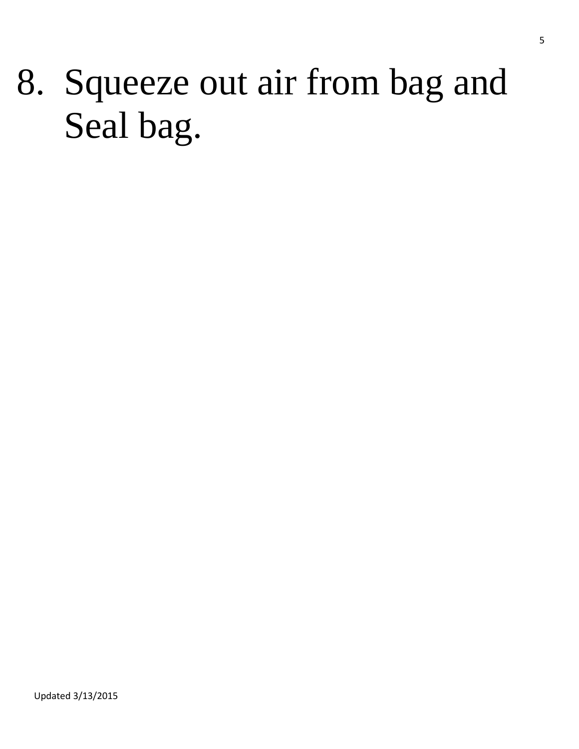8. Squeeze out air from bag and Seal bag.

Updated 3/13/2015